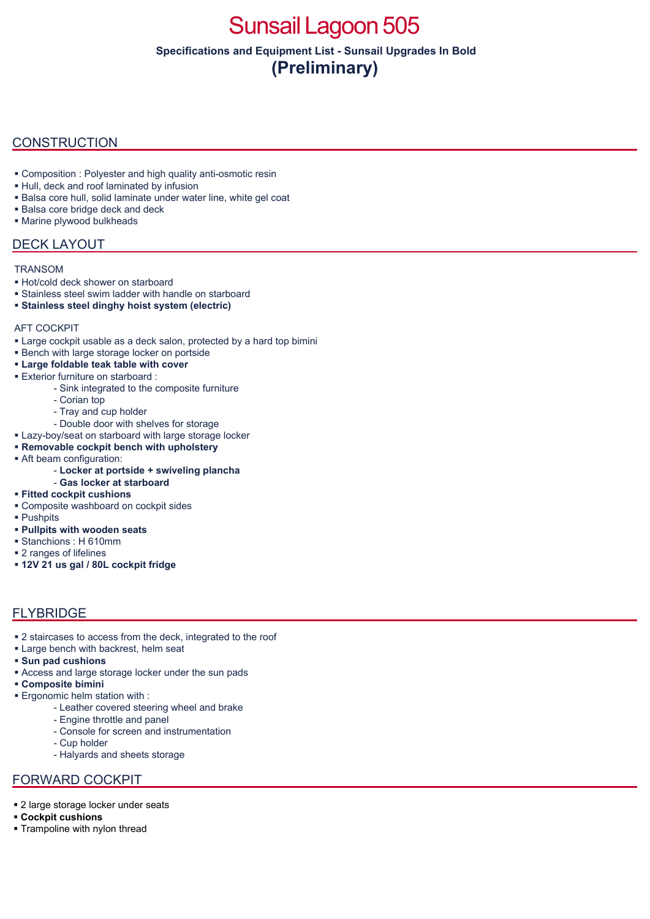# Sunsail Lagoon 505

**Specifications and Equipment List - Sunsail Upgrades In Bold**

## (Preliminary)

## CONSTRUCTION

- Composition : Polyester and high quality anti-osmotic resin
- Hull, deck and roof laminated by infusion
- Balsa core hull, solid laminate under water line, white gel coat
- Balsa core bridge deck and deck
- Marine plywood bulkheads

## DECK LAYOUT

TRANSOM

- Hot/cold deck shower on starboard
- Stainless steel swim ladder with handle on starboard
- **Stainless steel dinghy hoist system (electric)**

AFT COCKPIT

- Large cockpit usable as a deck salon, protected by a hard top bimini
- Bench with large storage locker on portside
- **Large foldable teak table with cover**
- Exterior furniture on starboard :
  - Sink integrated to the composite furniture
  - Corian top
  - Tray and cup holder
  - Double door with shelves for storage
- Lazy-boy/seat on starboard with large storage locker
- **Removable cockpit bench with upholstery**
- Aft beam configuration:
  - **Locker at portside + swiveling plancha**
  - **Gas locker at starboard**
- **Fitted cockpit cushions**
- Composite washboard on cockpit sides
- Pushpits
- **Pullpits with wooden seats**
- Stanchions : H 610mm
- 2 ranges of lifelines
- **12V 21 us gal / 80L cockpit fridge**

## FLYBRIDGE

- 2 staircases to access from the deck, integrated to the roof
- Large bench with backrest, helm seat
- **Sun pad cushions**
- Access and large storage locker under the sun pads
- **Composite bimini**
- Ergonomic helm station with :
  - Leather covered steering wheel and brake
  - Engine throttle and panel
  - Console for screen and instrumentation
  - Cup holder
  - Halyards and sheets storage

## FORWARD COCKPIT

- 2 large storage locker under seats
- **Cockpit cushions**
- Trampoline with nylon thread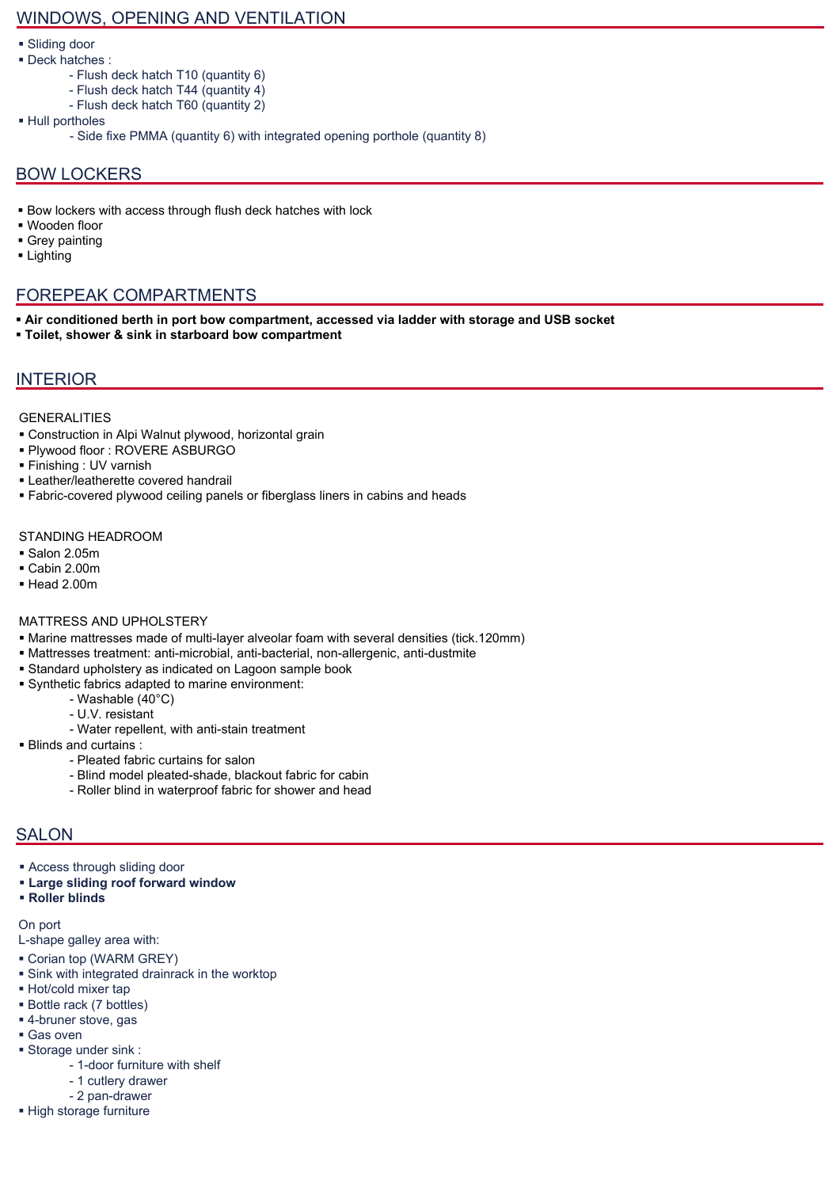## WINDOWS, OPENING AND VENTILATION

- Sliding door
- Deck hatches :
  - Flush deck hatch T10 (quantity 6)
  - Flush deck hatch T44 (quantity 4)
  - Flush deck hatch T60 (quantity 2)
- Hull portholes
  - Side fixe PMMA (quantity 6) with integrated opening porthole (quantity 8)

## BOW LOCKERS

- Bow lockers with access through flush deck hatches with lock
- Wooden floor
- Grey painting
- Lighting

## FOREPEAK COMPARTMENTS

- **Air conditioned berth in port bow compartment, accessed via ladder with storage and USB socket**
- **Toilet, shower & sink in starboard bow compartment**

## INTERIOR

GENERALITIES

- Construction in Alpi Walnut plywood, horizontal grain
- Plywood floor : ROVERE ASBURGO
- Finishing : UV varnish
- Leather/leatherette covered handrail
- Fabric-covered plywood ceiling panels or fiberglass liners in cabins and heads

STANDING HEADROOM

- Salon 2.05m
- Cabin 2.00m
- Head 2.00m

MATTRESS AND UPHOLSTERY

- Marine mattresses made of multi-layer alveolar foam with several densities (tick.120mm)
- Mattresses treatment: anti-microbial, anti-bacterial, non-allergenic, anti-dustmite
- Standard upholstery as indicated on Lagoon sample book
- Synthetic fabrics adapted to marine environment:
  - Washable (40°C)
  - U.V. resistant
  - Water repellent, with anti-stain treatment
- Blinds and curtains :
  - Pleated fabric curtains for salon
  - Blind model pleated-shade, blackout fabric for cabin
  - Roller blind in waterproof fabric for shower and head

## SALON

- Access through sliding door
- **Large sliding roof forward window**
- **Roller blinds**

On port

L-shape galley area with:

- Corian top (WARM GREY)
- Sink with integrated drainrack in the worktop
- Hot/cold mixer tap
- Bottle rack (7 bottles)
- 4-bruner stove, gas
- Gas oven
- Storage under sink :
  - 1-door furniture with shelf
  - 1 cutlery drawer
  - 2 pan-drawer
- High storage furniture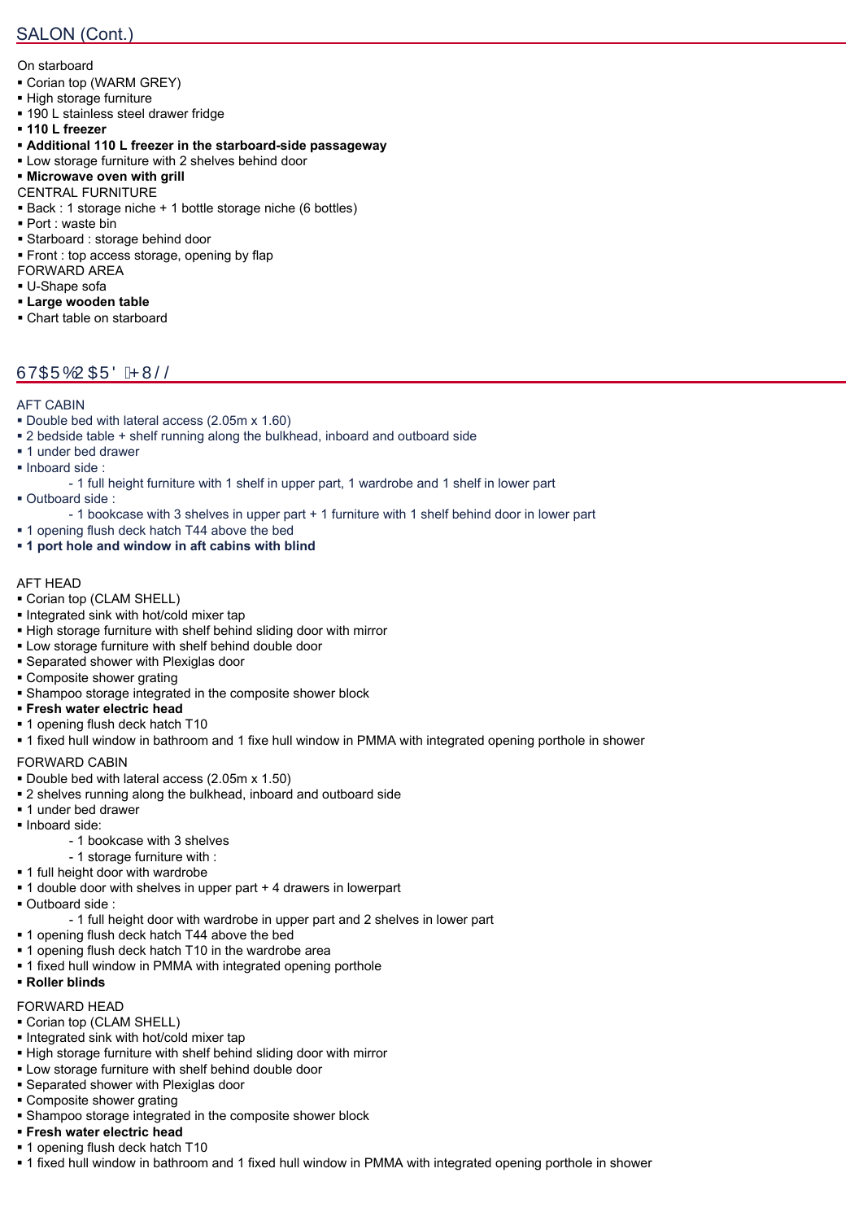## SALON (Cont.)

On starboard

- Corian top (WARM GREY)
- High storage furniture
- 190 L stainless steel drawer fridge
- **110 L freezer**
- **Additional 110 L freezer in the starboard-side passageway**
- Low storage furniture with 2 shelves behind door
- **Microwave oven with grill**

CENTRAL FURNITURE

- Back : 1 storage niche + 1 bottle storage niche (6 bottles)
- Port : waste bin
- Starboard : storage behind door
- Front : top access storage, opening by flap

FORWARD AREA

- U-Shape sofa
- **Large wooden table**
- Chart table on starboard

## STARBOARD HULL

AFT CABIN

- Double bed with lateral access (2.05m x 1.60)
- 2 bedside table + shelf running along the bulkhead, inboard and outboard side
- 1 under bed drawer
- Inboard side :
  - 1 full height furniture with 1 shelf in upper part, 1 wardrobe and 1 shelf in lower part
- Outboard side :
  - 1 bookcase with 3 shelves in upper part + 1 furniture with 1 shelf behind door in lower part
- 1 opening flush deck hatch T44 above the bed
- **1 port hole and window in aft cabins with blind**

AFT HEAD

- Corian top (CLAM SHELL)
- Integrated sink with hot/cold mixer tap
- High storage furniture with shelf behind sliding door with mirror
- Low storage furniture with shelf behind double door
- Separated shower with Plexiglas door
- Composite shower grating
- Shampoo storage integrated in the composite shower block
- **Fresh water electric head**
- 1 opening flush deck hatch T10
- 1 fixed hull window in bathroom and 1 fixe hull window in PMMA with integrated opening porthole in shower

FORWARD CABIN

- Double bed with lateral access (2.05m x 1.50)
- 2 shelves running along the bulkhead, inboard and outboard side
- 1 under bed drawer
- Inboard side:
  - 1 bookcase with 3 shelves
  - 1 storage furniture with :
- 1 full height door with wardrobe
- 1 double door with shelves in upper part + 4 drawers in lowerpart
- Outboard side :
  - 1 full height door with wardrobe in upper part and 2 shelves in lower part
- 1 opening flush deck hatch T44 above the bed
- 1 opening flush deck hatch T10 in the wardrobe area
- 1 fixed hull window in PMMA with integrated opening porthole
- **Roller blinds**

FORWARD HEAD

- Corian top (CLAM SHELL)
- Integrated sink with hot/cold mixer tap
- High storage furniture with shelf behind sliding door with mirror
- Low storage furniture with shelf behind double door
- Separated shower with Plexiglas door
- Composite shower grating
- Shampoo storage integrated in the composite shower block
- **Fresh water electric head**
- 1 opening flush deck hatch T10
- 1 fixed hull window in bathroom and 1 fixed hull window in PMMA with integrated opening porthole in shower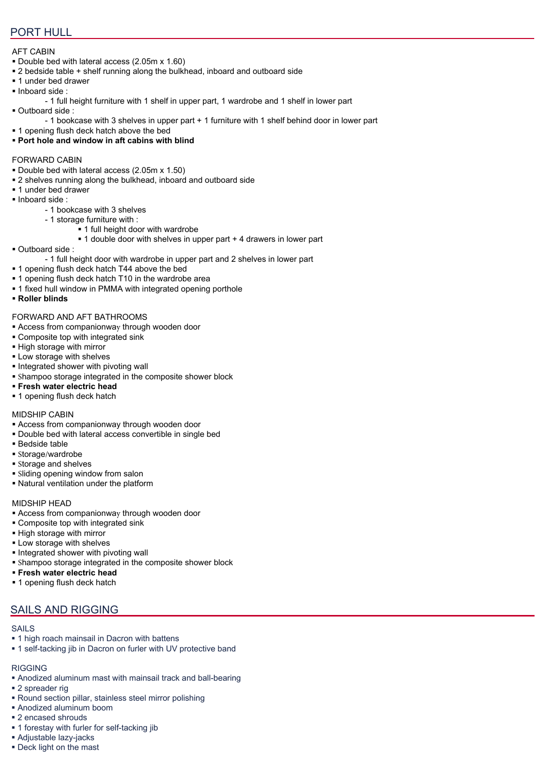## PORT HULL

### AFT CABIN

- Double bed with lateral access (2.05m x 1.60)
- 2 bedside table + shelf running along the bulkhead, inboard and outboard side
- 1 under bed drawer
- Inboard side :
  - 1 full height furniture with 1 shelf in upper part, 1 wardrobe and 1 shelf in lower part
- Outboard side :
  - 1 bookcase with 3 shelves in upper part + 1 furniture with 1 shelf behind door in lower part
- 1 opening flush deck hatch above the bed
- **Port hole and window in aft cabins with blind**

### FORWARD CABIN

- Double bed with lateral access (2.05m x 1.50)
- 2 shelves running along the bulkhead, inboard and outboard side
- 1 under bed drawer
- Inboard side :
  - 1 bookcase with 3 shelves
  - 1 storage furniture with :
    - 1 full height door with wardrobe
    - 1 double door with shelves in upper part + 4 drawers in lower part
- Outboard side :
  - 1 full height door with wardrobe in upper part and 2 shelves in lower part
- 1 opening flush deck hatch T44 above the bed
- 1 opening flush deck hatch T10 in the wardrobe area
- 1 fixed hull window in PMMA with integrated opening porthole
- **Roller blinds**

### FORWARD AND AFT BATHROOMS

- Access from companionway through wooden door
- Composite top with integrated sink
- High storage with mirror
- Low storage with shelves
- Integrated shower with pivoting wall
- Shampoo storage integrated in the composite shower block
- **Fresh water electric head**
- 1 opening flush deck hatch

### MIDSHIP CABIN

- Access from companionway through wooden door
- Double bed with lateral access convertible in single bed
- Bedside table
- Storage/wardrobe
- Storage and shelves
- Sliding opening window from salon
- Natural ventilation under the platform

### MIDSHIP HEAD

- Access from companionway through wooden door
- Composite top with integrated sink
- High storage with mirror
- Low storage with shelves
- Integrated shower with pivoting wall
- Shampoo storage integrated in the composite shower block
- **Fresh water electric head**
- 1 opening flush deck hatch

## SAILS AND RIGGING

### SAILS

- 1 high roach mainsail in Dacron with battens
- 1 self-tacking jib in Dacron on furler with UV protective band

### RIGGING

- Anodized aluminum mast with mainsail track and ball-bearing
- 2 spreader rig
- Round section pillar, stainless steel mirror polishing
- Anodized aluminum boom
- 2 encased shrouds
- 1 forestay with furler for self-tacking jib
- Adjustable lazy-jacks
- Deck light on the mast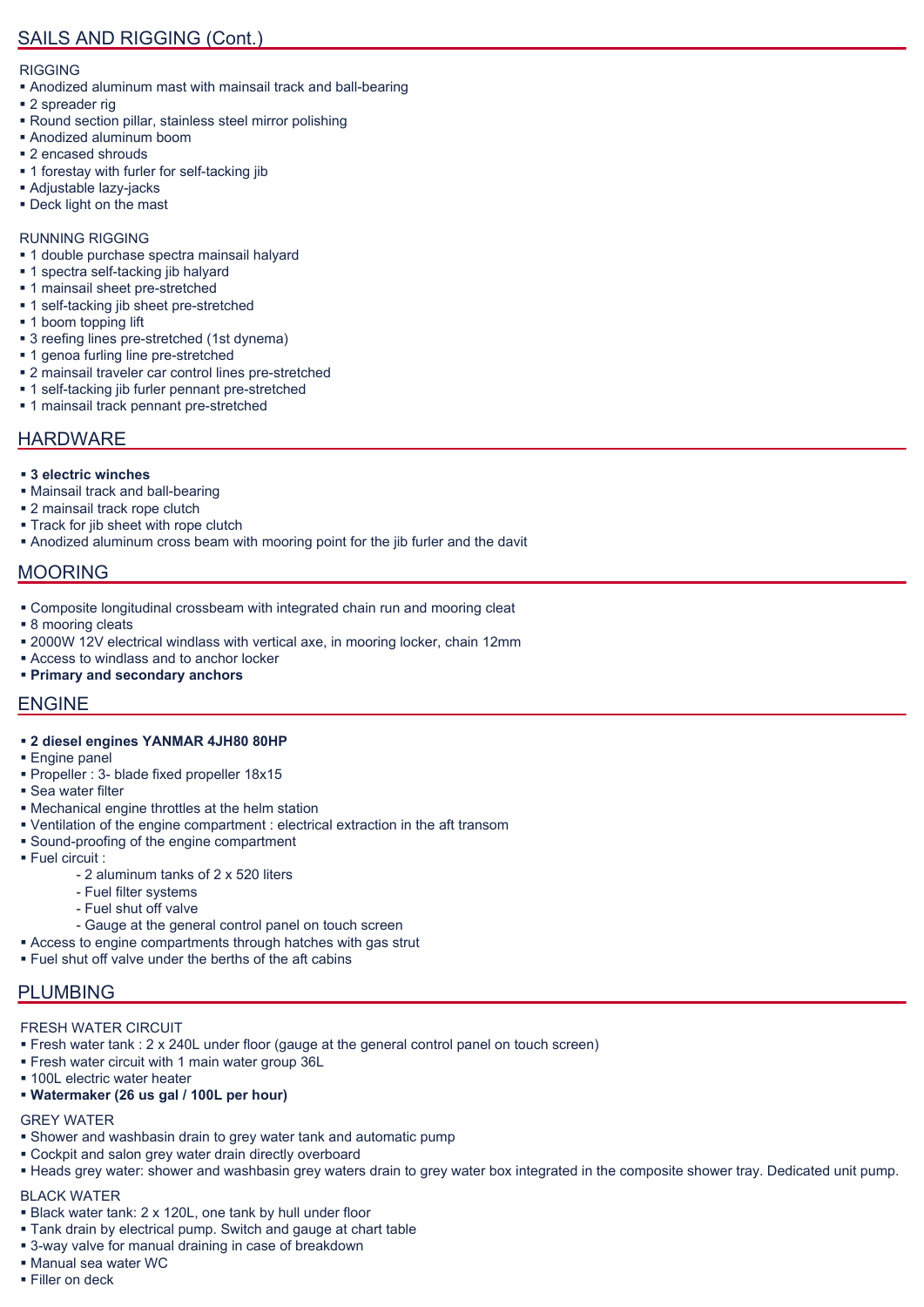## SAILS AND RIGGING (Cont.)

RIGGING

- Anodized aluminum mast with mainsail track and ball-bearing
- 2 spreader rig
- Round section pillar, stainless steel mirror polishing
- Anodized aluminum boom
- 2 encased shrouds
- 1 forestay with furler for self-tacking jib
- Adjustable lazy-jacks
- Deck light on the mast

RUNNING RIGGING

- 1 double purchase spectra mainsail halyard
- 1 spectra self-tacking jib halyard
- 1 mainsail sheet pre-stretched
- 1 self-tacking jib sheet pre-stretched
- 1 boom topping lift
- 3 reefing lines pre-stretched (1st dynema)
- 1 genoa furling line pre-stretched
- 2 mainsail traveler car control lines pre-stretched
- 1 self-tacking jib furler pennant pre-stretched
- 1 mainsail track pennant pre-stretched

## HARDWARE

- **3 electric winches**
- Mainsail track and ball-bearing
- 2 mainsail track rope clutch
- Track for jib sheet with rope clutch
- Anodized aluminum cross beam with mooring point for the jib furler and the davit

## MOORING

- Composite longitudinal crossbeam with integrated chain run and mooring cleat
- 8 mooring cleats
- 2000W 12V electrical windlass with vertical axe, in mooring locker, chain 12mm
- Access to windlass and to anchor locker
- **Primary and secondary anchors**

## ENGINE

- **2 diesel engines YANMAR 4JH80 80HP**
- Engine panel
- Propeller : 3- blade fixed propeller 18x15
- Sea water filter
- Mechanical engine throttles at the helm station
- Ventilation of the engine compartment : electrical extraction in the aft transom
- Sound-proofing of the engine compartment
- Fuel circuit :
  - 2 aluminum tanks of 2 x 520 liters
  - Fuel filter systems
  - Fuel shut off valve
  - Gauge at the general control panel on touch screen
- Access to engine compartments through hatches with gas strut
- Fuel shut off valve under the berths of the aft cabins

## PLUMBING

FRESH WATER CIRCUIT

- Fresh water tank : 2 x 240L under floor (gauge at the general control panel on touch screen)
- Fresh water circuit with 1 main water group 36L
- 100L electric water heater
- **Watermaker (26 us gal / 100L per hour)**

GREY WATER

- Shower and washbasin drain to grey water tank and automatic pump
- Cockpit and salon grey water drain directly overboard
- Heads grey water: shower and washbasin grey waters drain to grey water box integrated in the composite shower tray. Dedicated unit pump.

BLACK WATER

- Black water tank: 2 x 120L, one tank by hull under floor
- Tank drain by electrical pump. Switch and gauge at chart table
- 3-way valve for manual draining in case of breakdown
- Manual sea water WC
- Filler on deck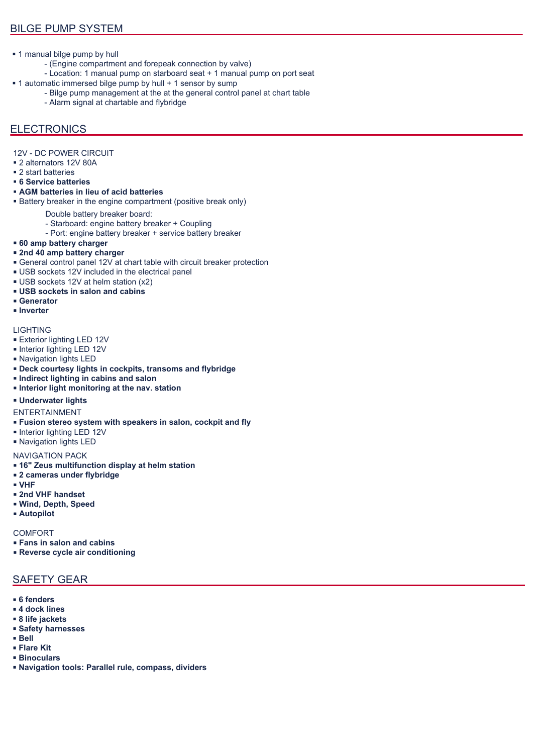## BILGE PUMP SYSTEM

- 1 manual bilge pump by hull
  - (Engine compartment and forepeak connection by valve)
  - Location: 1 manual pump on starboard seat + 1 manual pump on port seat
- 1 automatic immersed bilge pump by hull + 1 sensor by sump
  - Bilge pump management at the at the general control panel at chart table
  - Alarm signal at chartable and flybridge

## ELECTRONICS

12V - DC POWER CIRCUIT

- 2 alternators 12V 80A
- 2 start batteries
- **6 Service batteries**
- **AGM batteries in lieu of acid batteries**
- Battery breaker in the engine compartment (positive break only)

  Double battery breaker board:
  - Starboard: engine battery breaker + Coupling
  - Port: engine battery breaker + service battery breaker
- **60 amp battery charger**
- **2nd 40 amp battery charger**
- General control panel 12V at chart table with circuit breaker protection
- USB sockets 12V included in the electrical panel
- USB sockets 12V at helm station (x2)
- **USB sockets in salon and cabins**
- **Generator**
- **Inverter**

LIGHTING

- Exterior lighting LED 12V
- Interior lighting LED 12V
- Navigation lights LED
- **Deck courtesy lights in cockpits, transoms and flybridge**
- **Indirect lighting in cabins and salon**
- **Interior light monitoring at the nav. station**
- **Underwater lights**

ENTERTAINMENT

- **Fusion stereo system with speakers in salon, cockpit and fly**
- Interior lighting LED 12V
- Navigation lights LED

NAVIGATION PACK

- **16" Zeus multifunction display at helm station**
- **2 cameras under flybridge**
- **VHF**
- **2nd VHF handset**
- **Wind, Depth, Speed**
- **Autopilot**

COMFORT

- **Fans in salon and cabins**
- **Reverse cycle air conditioning**

## SAFETY GEAR

- **6 fenders**
- **4 dock lines**
- **8 life jackets**
- **Safety harnesses**
- **Bell**
- **Flare Kit**
- **Binoculars**
- **Navigation tools: Parallel rule, compass, dividers**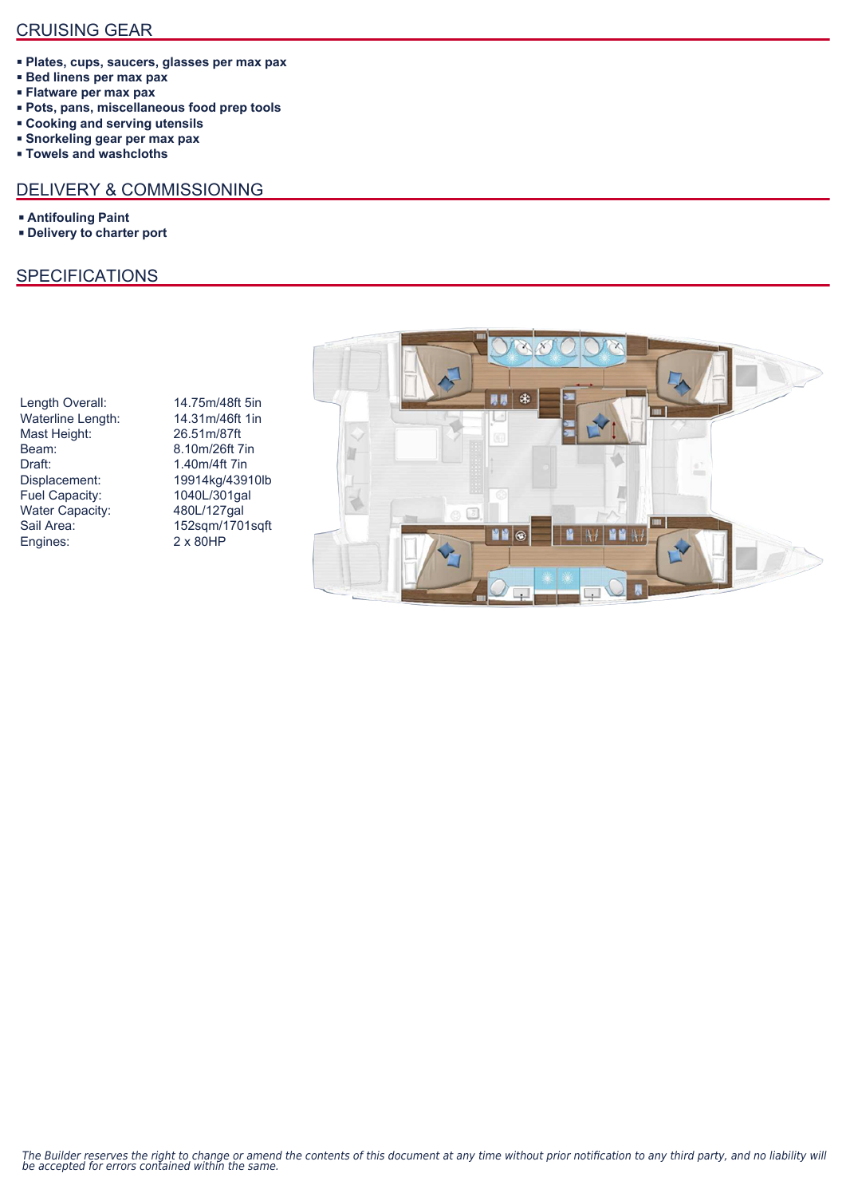## CRUISING GEAR

- **Plates, cups, saucers, glasses per max pax**
- **Bed linens per max pax**
- **Flatware per max pax**
- **Pots, pans, miscellaneous food prep tools**
- **Cooking and serving utensils**
- **Snorkeling gear per max pax**
- **Towels and washcloths**

## DELIVERY & COMMISSIONING

- **Antifouling Paint**
- **Delivery to charter port**

## SPECIFICATIONS

| | |
|---|---|
| Length Overall: | 14.75m/48ft 5in |
| Waterline Length: | 14.31m/46ft 1in |
| Mast Height: | 26.51m/87ft |
| Beam: | 8.10m/26ft 7in |
| Draft: | 1.40m/4ft 7in |
| Displacement: | 19914kg/43910lb |
| Fuel Capacity: | 1040L/301gal |
| Water Capacity: | 480L/127gal |
| Sail Area: | 152sqm/1701sqft |
| Engines: | 2 x 80HP |

*The Builder reserves the right to change or amend the contents of this document at any time without prior notification to any third party, and no liability will be accepted for errors contained within the same.*